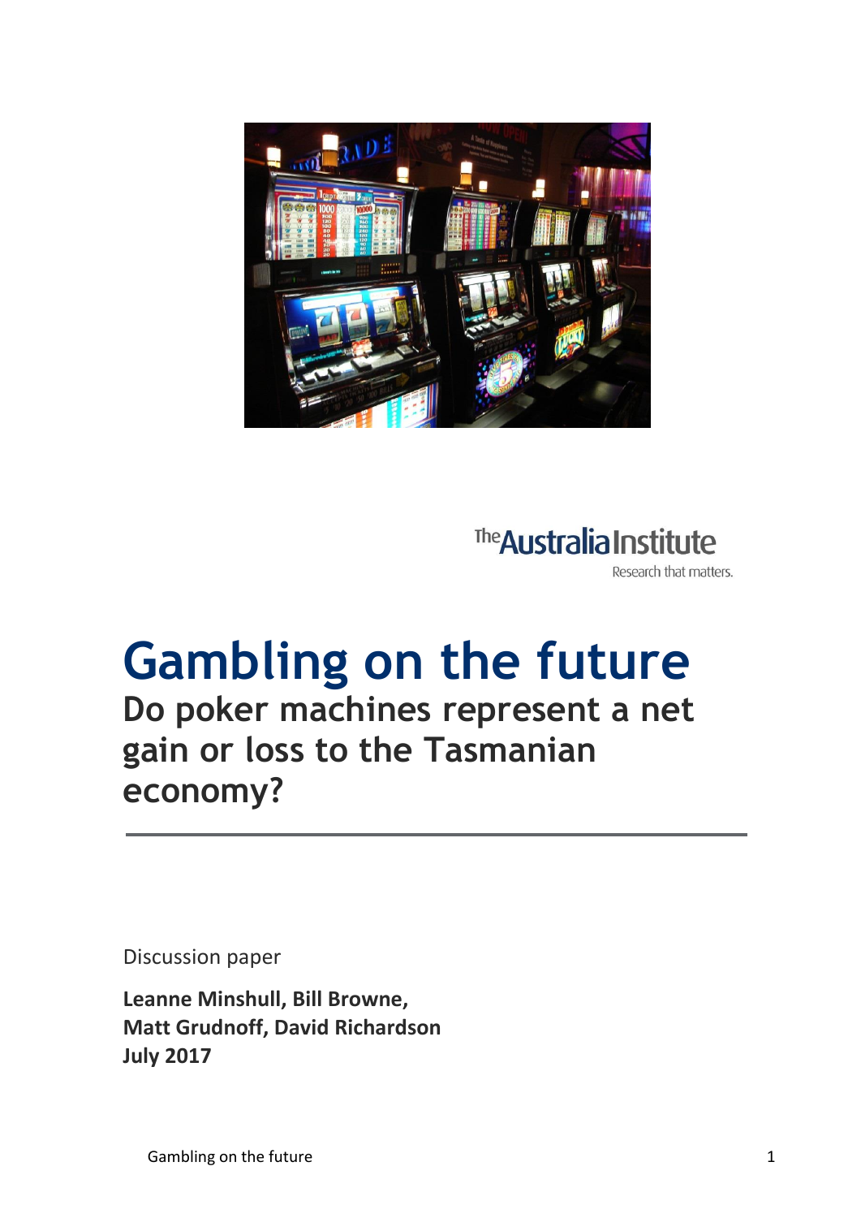The Australia Institute

Research that matters.

# Gambling on the future

## Do poker machines represent a net gain or loss to the Tasmanian economy?

Discussion paper

**Leanne Minshull, Bill Browne, Matt Grudnoff, David Richardson**
**July 2017**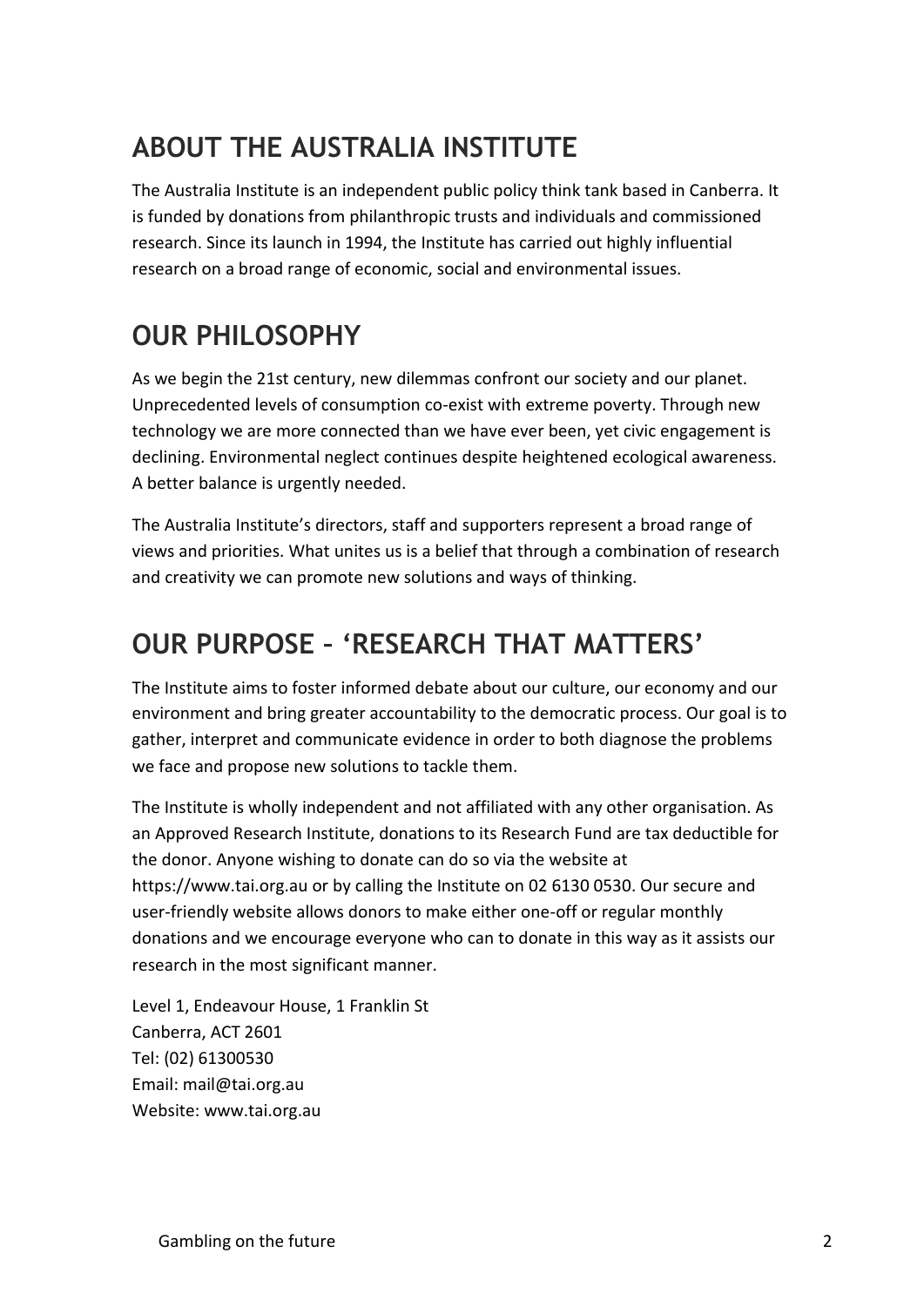## ABOUT THE AUSTRALIA INSTITUTE

The Australia Institute is an independent public policy think tank based in Canberra. It is funded by donations from philanthropic trusts and individuals and commissioned research. Since its launch in 1994, the Institute has carried out highly influential research on a broad range of economic, social and environmental issues.

## OUR PHILOSOPHY

As we begin the 21st century, new dilemmas confront our society and our planet. Unprecedented levels of consumption co-exist with extreme poverty. Through new technology we are more connected than we have ever been, yet civic engagement is declining. Environmental neglect continues despite heightened ecological awareness. A better balance is urgently needed.

The Australia Institute's directors, staff and supporters represent a broad range of views and priorities. What unites us is a belief that through a combination of research and creativity we can promote new solutions and ways of thinking.

## OUR PURPOSE – 'RESEARCH THAT MATTERS'

The Institute aims to foster informed debate about our culture, our economy and our environment and bring greater accountability to the democratic process. Our goal is to gather, interpret and communicate evidence in order to both diagnose the problems we face and propose new solutions to tackle them.

The Institute is wholly independent and not affiliated with any other organisation. As an Approved Research Institute, donations to its Research Fund are tax deductible for the donor. Anyone wishing to donate can do so via the website at https://www.tai.org.au or by calling the Institute on 02 6130 0530. Our secure and user-friendly website allows donors to make either one-off or regular monthly donations and we encourage everyone who can to donate in this way as it assists our research in the most significant manner.

Level 1, Endeavour House, 1 Franklin St
Canberra, ACT 2601
Tel: (02) 61300530
Email: mail@tai.org.au
Website: www.tai.org.au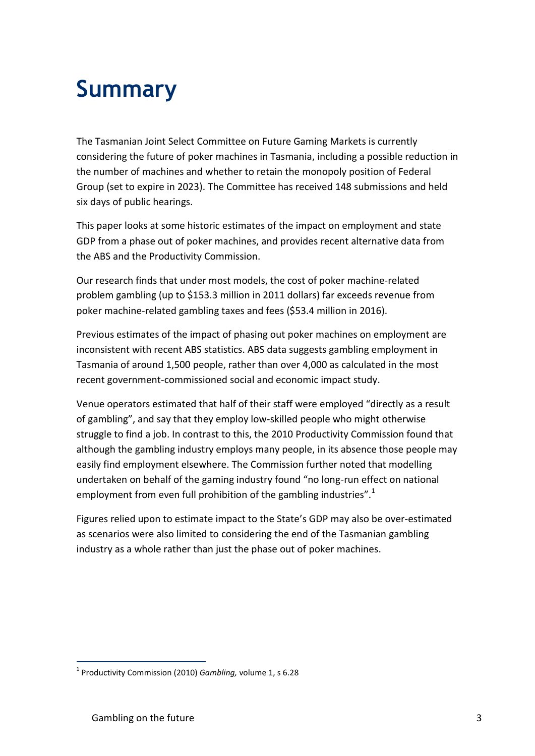# Summary

The Tasmanian Joint Select Committee on Future Gaming Markets is currently considering the future of poker machines in Tasmania, including a possible reduction in the number of machines and whether to retain the monopoly position of Federal Group (set to expire in 2023). The Committee has received 148 submissions and held six days of public hearings.

This paper looks at some historic estimates of the impact on employment and state GDP from a phase out of poker machines, and provides recent alternative data from the ABS and the Productivity Commission.

Our research finds that under most models, the cost of poker machine-related problem gambling (up to $153.3 million in 2011 dollars) far exceeds revenue from poker machine-related gambling taxes and fees ($53.4 million in 2016).

Previous estimates of the impact of phasing out poker machines on employment are inconsistent with recent ABS statistics. ABS data suggests gambling employment in Tasmania of around 1,500 people, rather than over 4,000 as calculated in the most recent government-commissioned social and economic impact study.

Venue operators estimated that half of their staff were employed "directly as a result of gambling", and say that they employ low-skilled people who might otherwise struggle to find a job. In contrast to this, the 2010 Productivity Commission found that although the gambling industry employs many people, in its absence those people may easily find employment elsewhere. The Commission further noted that modelling undertaken on behalf of the gaming industry found "no long-run effect on national employment from even full prohibition of the gambling industries".[1]

Figures relied upon to estimate impact to the State's GDP may also be over-estimated as scenarios were also limited to considering the end of the Tasmanian gambling industry as a whole rather than just the phase out of poker machines.

[1] Productivity Commission (2010) *Gambling,* volume 1, s 6.28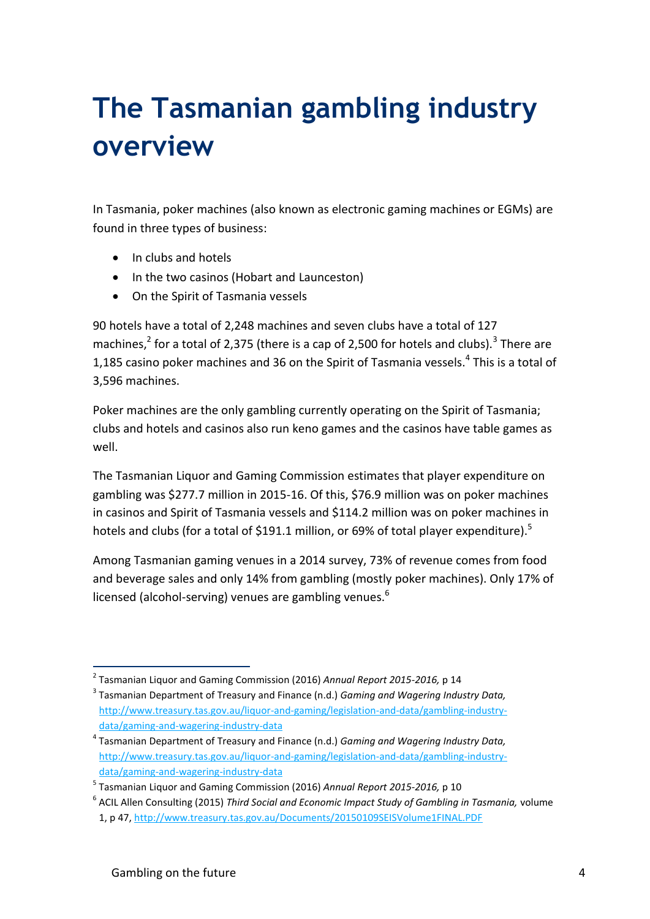# The Tasmanian gambling industry overview

In Tasmania, poker machines (also known as electronic gaming machines or EGMs) are found in three types of business:

- In clubs and hotels
- In the two casinos (Hobart and Launceston)
- On the Spirit of Tasmania vessels

90 hotels have a total of 2,248 machines and seven clubs have a total of 127 machines,[2] for a total of 2,375 (there is a cap of 2,500 for hotels and clubs).[3] There are 1,185 casino poker machines and 36 on the Spirit of Tasmania vessels.[4] This is a total of 3,596 machines.

Poker machines are the only gambling currently operating on the Spirit of Tasmania; clubs and hotels and casinos also run keno games and the casinos have table games as well.

The Tasmanian Liquor and Gaming Commission estimates that player expenditure on gambling was $277.7 million in 2015-16. Of this, $76.9 million was on poker machines in casinos and Spirit of Tasmania vessels and $114.2 million was on poker machines in hotels and clubs (for a total of $191.1 million, or 69% of total player expenditure).[5]

Among Tasmanian gaming venues in a 2014 survey, 73% of revenue comes from food and beverage sales and only 14% from gambling (mostly poker machines). Only 17% of licensed (alcohol-serving) venues are gambling venues.[6]

---

[2] Tasmanian Liquor and Gaming Commission (2016) *Annual Report 2015-2016,* p 14

[3] Tasmanian Department of Treasury and Finance (n.d.) *Gaming and Wagering Industry Data,* http://www.treasury.tas.gov.au/liquor-and-gaming/legislation-and-data/gambling-industry-data/gaming-and-wagering-industry-data

[4] Tasmanian Department of Treasury and Finance (n.d.) *Gaming and Wagering Industry Data,* http://www.treasury.tas.gov.au/liquor-and-gaming/legislation-and-data/gambling-industry-data/gaming-and-wagering-industry-data

[5] Tasmanian Liquor and Gaming Commission (2016) *Annual Report 2015-2016,* p 10

[6] ACIL Allen Consulting (2015) *Third Social and Economic Impact Study of Gambling in Tasmania,* volume 1, p 47, http://www.treasury.tas.gov.au/Documents/20150109SEISVolume1FINAL.PDF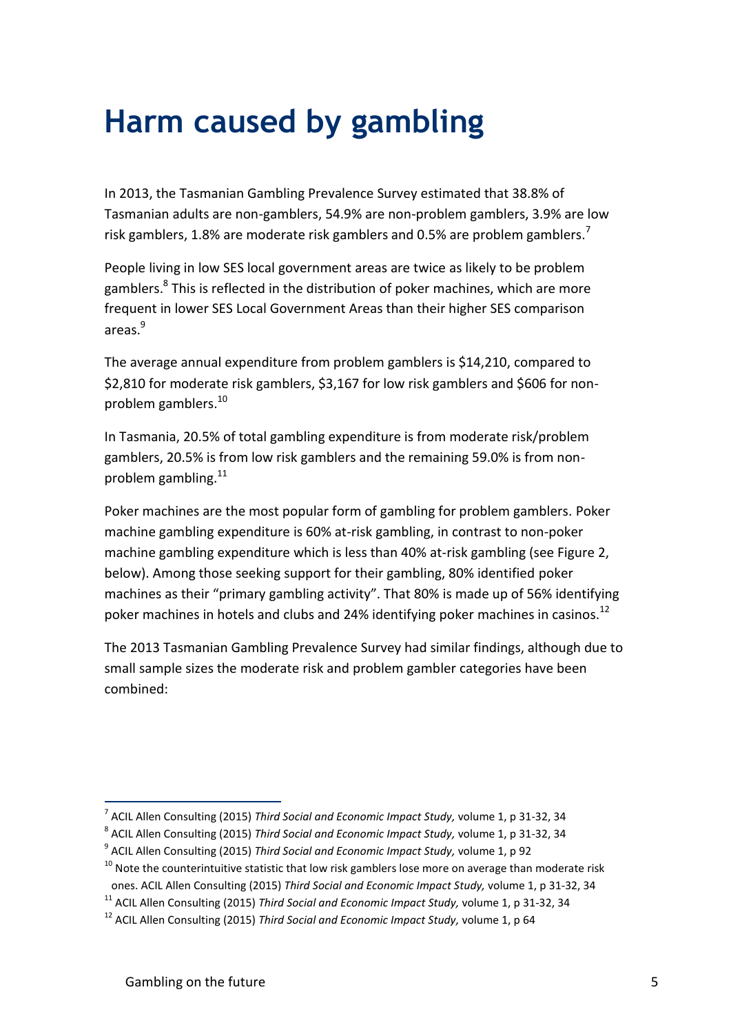# Harm caused by gambling

In 2013, the Tasmanian Gambling Prevalence Survey estimated that 38.8% of Tasmanian adults are non-gamblers, 54.9% are non-problem gamblers, 3.9% are low risk gamblers, 1.8% are moderate risk gamblers and 0.5% are problem gamblers.[7]

People living in low SES local government areas are twice as likely to be problem gamblers.[8] This is reflected in the distribution of poker machines, which are more frequent in lower SES Local Government Areas than their higher SES comparison areas.[9]

The average annual expenditure from problem gamblers is $14,210, compared to $2,810 for moderate risk gamblers, $3,167 for low risk gamblers and $606 for non-problem gamblers.[10]

In Tasmania, 20.5% of total gambling expenditure is from moderate risk/problem gamblers, 20.5% is from low risk gamblers and the remaining 59.0% is from non-problem gambling.[11]

Poker machines are the most popular form of gambling for problem gamblers. Poker machine gambling expenditure is 60% at-risk gambling, in contrast to non-poker machine gambling expenditure which is less than 40% at-risk gambling (see Figure 2, below). Among those seeking support for their gambling, 80% identified poker machines as their "primary gambling activity". That 80% is made up of 56% identifying poker machines in hotels and clubs and 24% identifying poker machines in casinos.[12]

The 2013 Tasmanian Gambling Prevalence Survey had similar findings, although due to small sample sizes the moderate risk and problem gambler categories have been combined:

---

[7] ACIL Allen Consulting (2015) *Third Social and Economic Impact Study,* volume 1, p 31-32, 34

[8] ACIL Allen Consulting (2015) *Third Social and Economic Impact Study,* volume 1, p 31-32, 34

[9] ACIL Allen Consulting (2015) *Third Social and Economic Impact Study,* volume 1, p 92

[10] Note the counterintuitive statistic that low risk gamblers lose more on average than moderate risk ones. ACIL Allen Consulting (2015) *Third Social and Economic Impact Study,* volume 1, p 31-32, 34

[11] ACIL Allen Consulting (2015) *Third Social and Economic Impact Study,* volume 1, p 31-32, 34

[12] ACIL Allen Consulting (2015) *Third Social and Economic Impact Study,* volume 1, p 64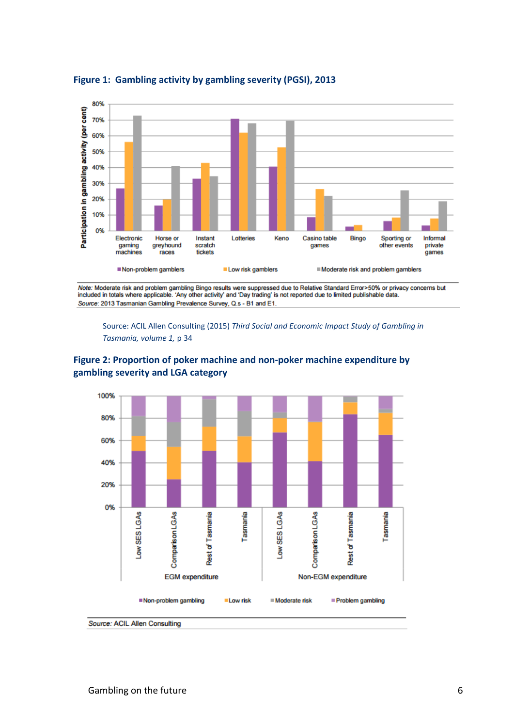### Figure 1: Gambling activity by gambling severity (PGSI), 2013

*Note:* Moderate risk and problem gambling Bingo results were suppressed due to Relative Standard Error>50% or privacy concerns but included in totals where applicable. 'Any other activity' and 'Day trading' is not reported due to limited publishable data.
*Source:* 2013 Tasmanian Gambling Prevalence Survey, Q.s - B1 and E1.

Source: ACIL Allen Consulting (2015) *Third Social and Economic Impact Study of Gambling in Tasmania, volume 1,* p 34

### Figure 2: Proportion of poker machine and non-poker machine expenditure by gambling severity and LGA category

*Source:* ACIL Allen Consulting

Gambling on the future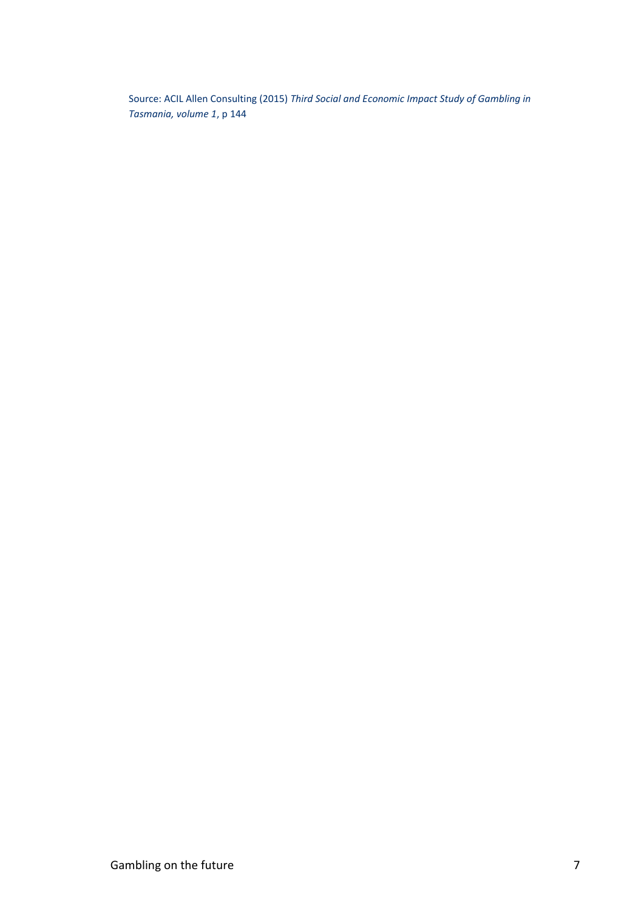Source: ACIL Allen Consulting (2015) *Third Social and Economic Impact Study of Gambling in Tasmania, volume 1*, p 144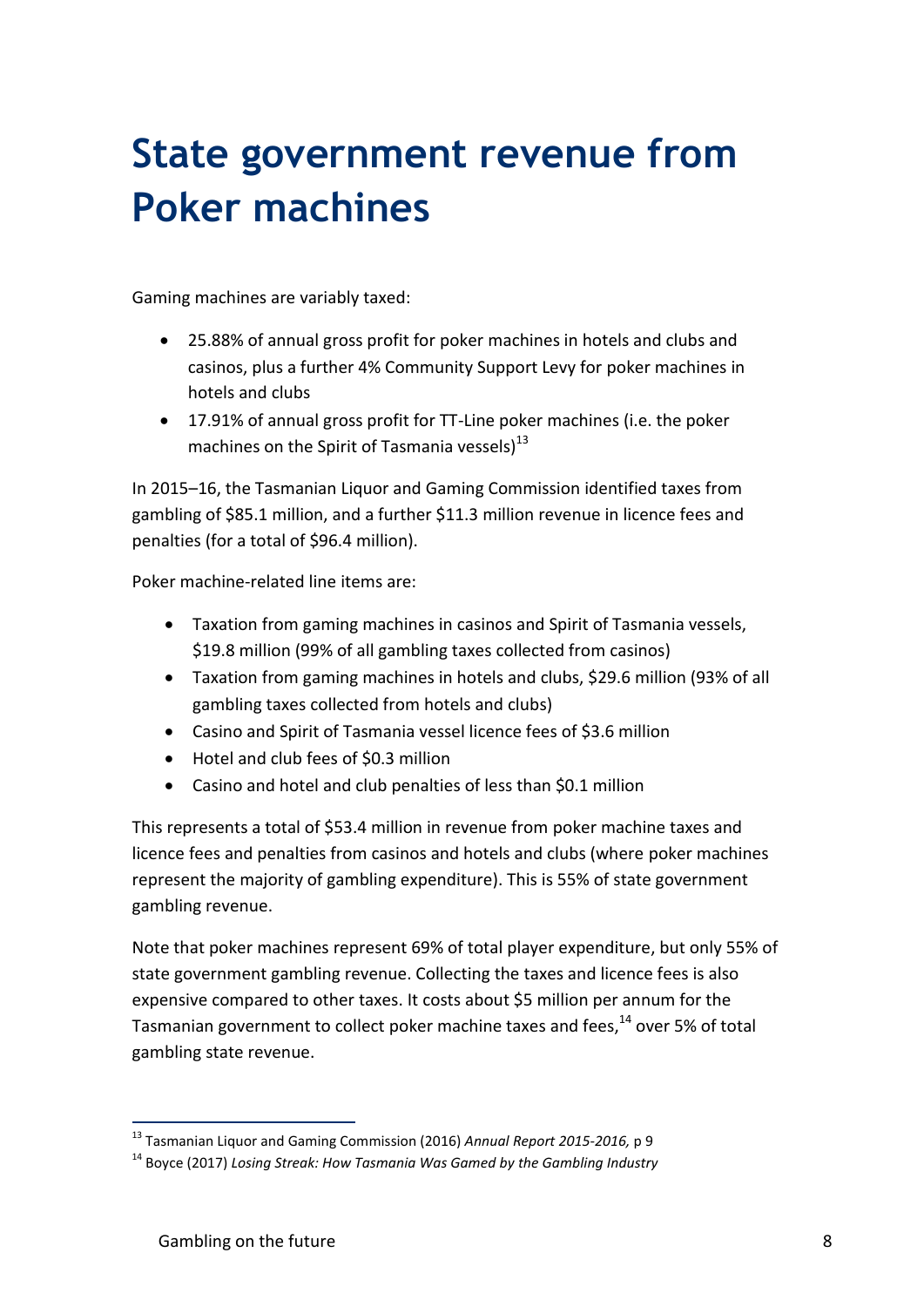# State government revenue from Poker machines

Gaming machines are variably taxed:

- 25.88% of annual gross profit for poker machines in hotels and clubs and casinos, plus a further 4% Community Support Levy for poker machines in hotels and clubs
- 17.91% of annual gross profit for TT-Line poker machines (i.e. the poker machines on the Spirit of Tasmania vessels)[13]

In 2015–16, the Tasmanian Liquor and Gaming Commission identified taxes from gambling of $85.1 million, and a further $11.3 million revenue in licence fees and penalties (for a total of $96.4 million).

Poker machine-related line items are:

- Taxation from gaming machines in casinos and Spirit of Tasmania vessels, $19.8 million (99% of all gambling taxes collected from casinos)
- Taxation from gaming machines in hotels and clubs, $29.6 million (93% of all gambling taxes collected from hotels and clubs)
- Casino and Spirit of Tasmania vessel licence fees of $3.6 million
- Hotel and club fees of $0.3 million
- Casino and hotel and club penalties of less than $0.1 million

This represents a total of $53.4 million in revenue from poker machine taxes and licence fees and penalties from casinos and hotels and clubs (where poker machines represent the majority of gambling expenditure). This is 55% of state government gambling revenue.

Note that poker machines represent 69% of total player expenditure, but only 55% of state government gambling revenue. Collecting the taxes and licence fees is also expensive compared to other taxes. It costs about $5 million per annum for the Tasmanian government to collect poker machine taxes and fees,[14] over 5% of total gambling state revenue.

---

[13] Tasmanian Liquor and Gaming Commission (2016) *Annual Report 2015-2016,* p 9

[14] Boyce (2017) *Losing Streak: How Tasmania Was Gamed by the Gambling Industry*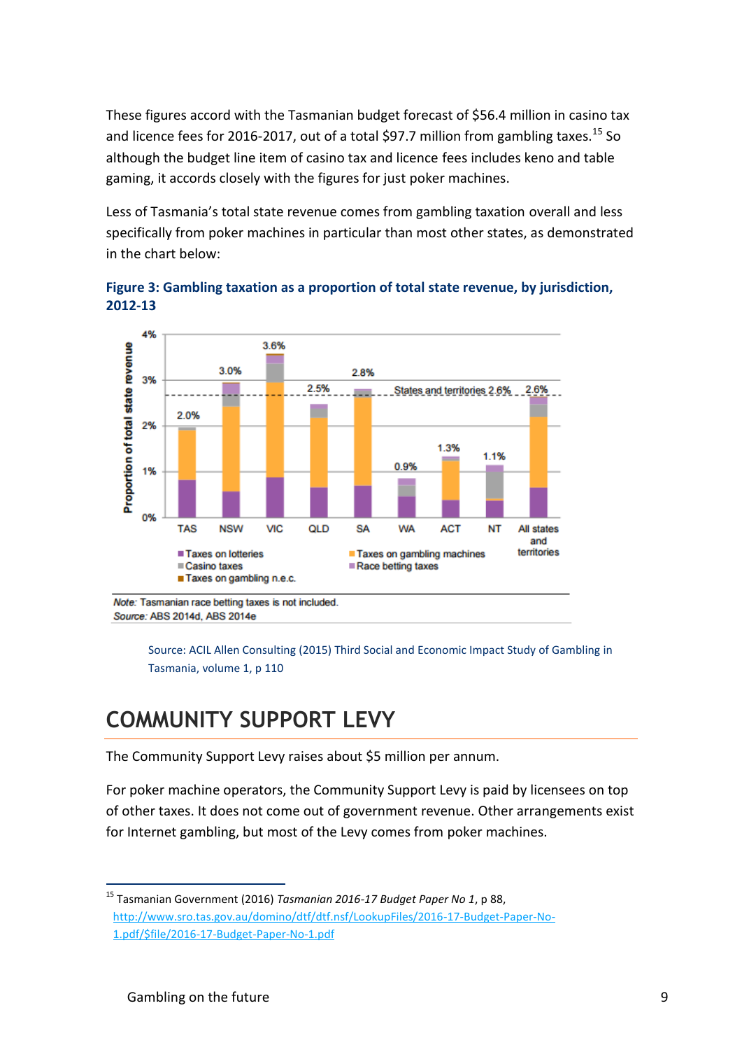These figures accord with the Tasmanian budget forecast of $56.4 million in casino tax and licence fees for 2016-2017, out of a total $97.7 million from gambling taxes.[15] So although the budget line item of casino tax and licence fees includes keno and table gaming, it accords closely with the figures for just poker machines.

Less of Tasmania's total state revenue comes from gambling taxation overall and less specifically from poker machines in particular than most other states, as demonstrated in the chart below:

**Figure 3: Gambling taxation as a proportion of total state revenue, by jurisdiction, 2012-13**

*Note:* Tasmanian race betting taxes is not included.
*Source:* ABS 2014d, ABS 2014e

Source: ACIL Allen Consulting (2015) Third Social and Economic Impact Study of Gambling in Tasmania, volume 1, p 110

# COMMUNITY SUPPORT LEVY

The Community Support Levy raises about $5 million per annum.

For poker machine operators, the Community Support Levy is paid by licensees on top of other taxes. It does not come out of government revenue. Other arrangements exist for Internet gambling, but most of the Levy comes from poker machines.

[15] Tasmanian Government (2016) *Tasmanian 2016-17 Budget Paper No 1*, p 88, http://www.sro.tas.gov.au/domino/dtf/dtf.nsf/LookupFiles/2016-17-Budget-Paper-No-1.pdf/$file/2016-17-Budget-Paper-No-1.pdf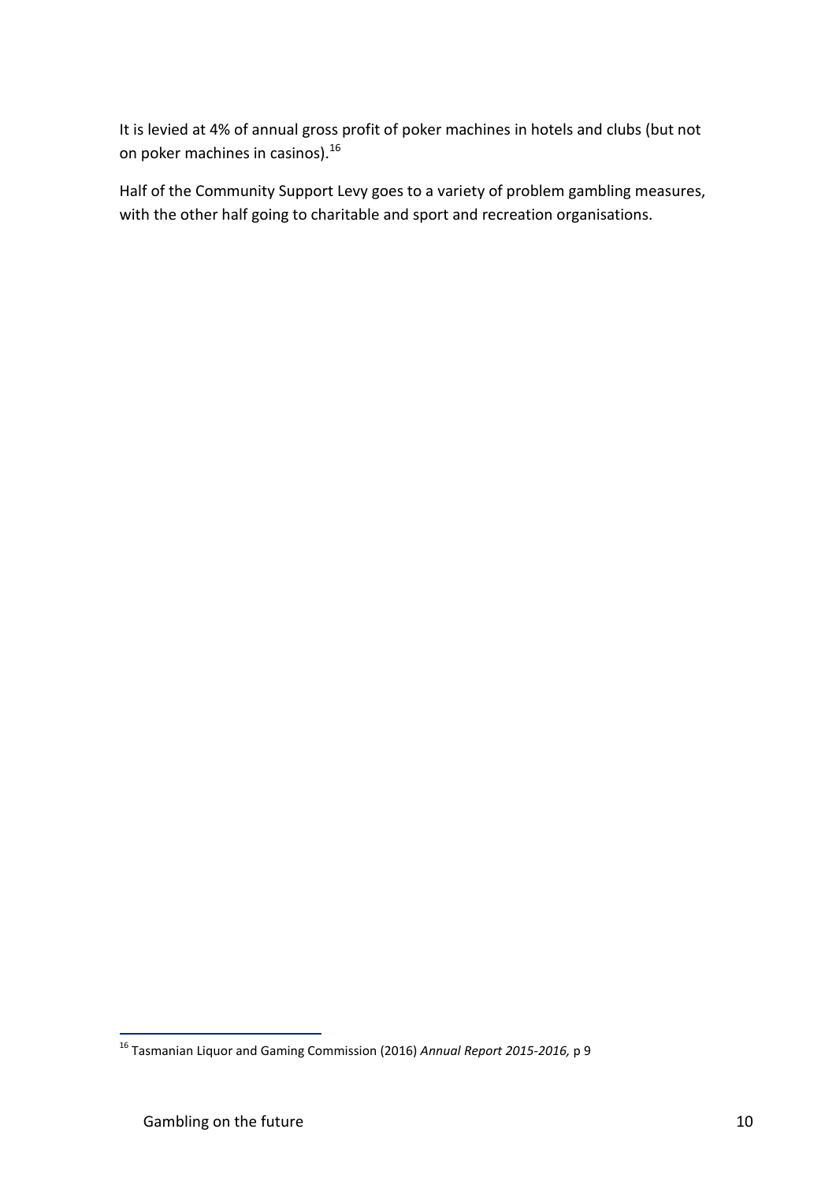It is levied at 4% of annual gross profit of poker machines in hotels and clubs (but not on poker machines in casinos).[16]

Half of the Community Support Levy goes to a variety of problem gambling measures, with the other half going to charitable and sport and recreation organisations.

[16] Tasmanian Liquor and Gaming Commission (2016) *Annual Report 2015-2016,* p 9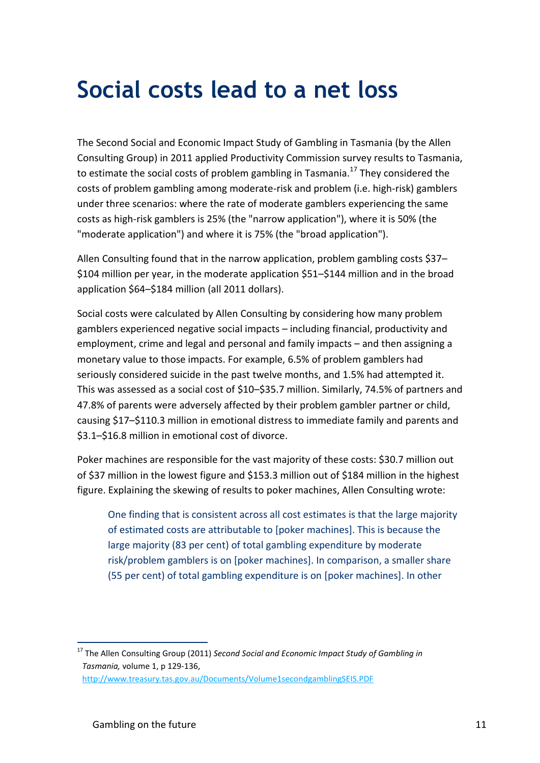# Social costs lead to a net loss

The Second Social and Economic Impact Study of Gambling in Tasmania (by the Allen Consulting Group) in 2011 applied Productivity Commission survey results to Tasmania, to estimate the social costs of problem gambling in Tasmania.[17] They considered the costs of problem gambling among moderate-risk and problem (i.e. high-risk) gamblers under three scenarios: where the rate of moderate gamblers experiencing the same costs as high-risk gamblers is 25% (the "narrow application"), where it is 50% (the "moderate application") and where it is 75% (the "broad application").

Allen Consulting found that in the narrow application, problem gambling costs $37–$104 million per year, in the moderate application $51–$144 million and in the broad application $64–$184 million (all 2011 dollars).

Social costs were calculated by Allen Consulting by considering how many problem gamblers experienced negative social impacts – including financial, productivity and employment, crime and legal and personal and family impacts – and then assigning a monetary value to those impacts. For example, 6.5% of problem gamblers had seriously considered suicide in the past twelve months, and 1.5% had attempted it. This was assessed as a social cost of $10–$35.7 million. Similarly, 74.5% of partners and 47.8% of parents were adversely affected by their problem gambler partner or child, causing $17–$110.3 million in emotional distress to immediate family and parents and $3.1–$16.8 million in emotional cost of divorce.

Poker machines are responsible for the vast majority of these costs: $30.7 million out of $37 million in the lowest figure and $153.3 million out of $184 million in the highest figure. Explaining the skewing of results to poker machines, Allen Consulting wrote:

> One finding that is consistent across all cost estimates is that the large majority of estimated costs are attributable to [poker machines]. This is because the large majority (83 per cent) of total gambling expenditure by moderate risk/problem gamblers is on [poker machines]. In comparison, a smaller share (55 per cent) of total gambling expenditure is on [poker machines]. In other

[17] The Allen Consulting Group (2011) *Second Social and Economic Impact Study of Gambling in Tasmania,* volume 1, p 129-136, http://www.treasury.tas.gov.au/Documents/Volume1secondgamblingSEIS.PDF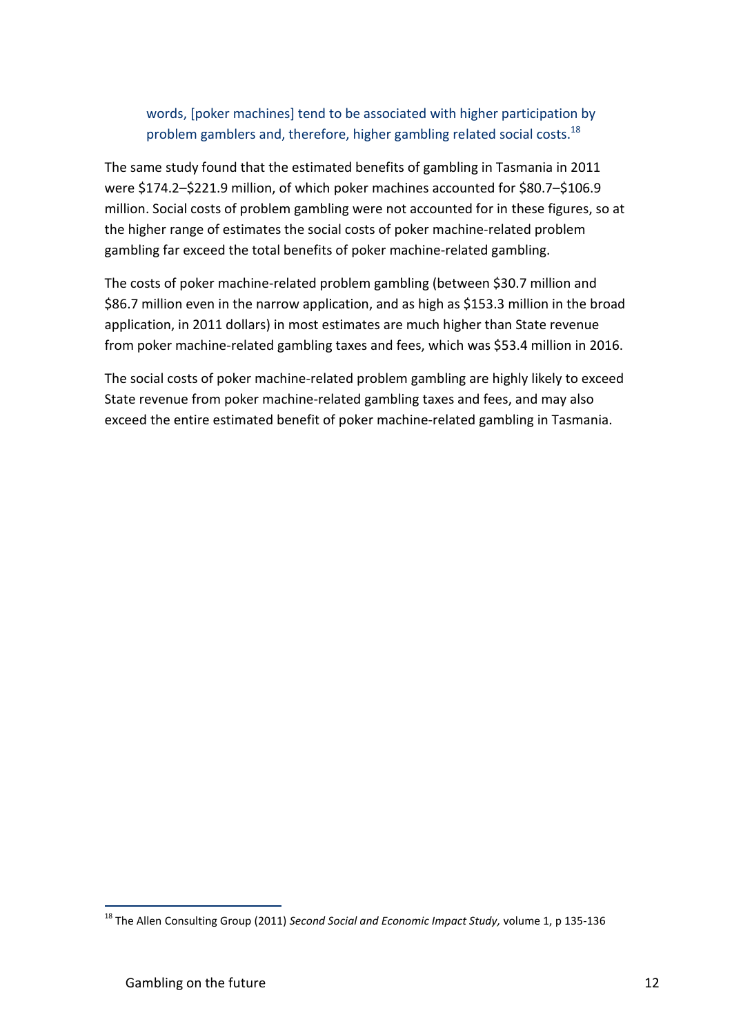> words, [poker machines] tend to be associated with higher participation by problem gamblers and, therefore, higher gambling related social costs.[18]

The same study found that the estimated benefits of gambling in Tasmania in 2011 were $174.2–$221.9 million, of which poker machines accounted for $80.7–$106.9 million. Social costs of problem gambling were not accounted for in these figures, so at the higher range of estimates the social costs of poker machine-related problem gambling far exceed the total benefits of poker machine-related gambling.

The costs of poker machine-related problem gambling (between $30.7 million and $86.7 million even in the narrow application, and as high as $153.3 million in the broad application, in 2011 dollars) in most estimates are much higher than State revenue from poker machine-related gambling taxes and fees, which was $53.4 million in 2016.

The social costs of poker machine-related problem gambling are highly likely to exceed State revenue from poker machine-related gambling taxes and fees, and may also exceed the entire estimated benefit of poker machine-related gambling in Tasmania.

---

[18] The Allen Consulting Group (2011) *Second Social and Economic Impact Study,* volume 1, p 135-136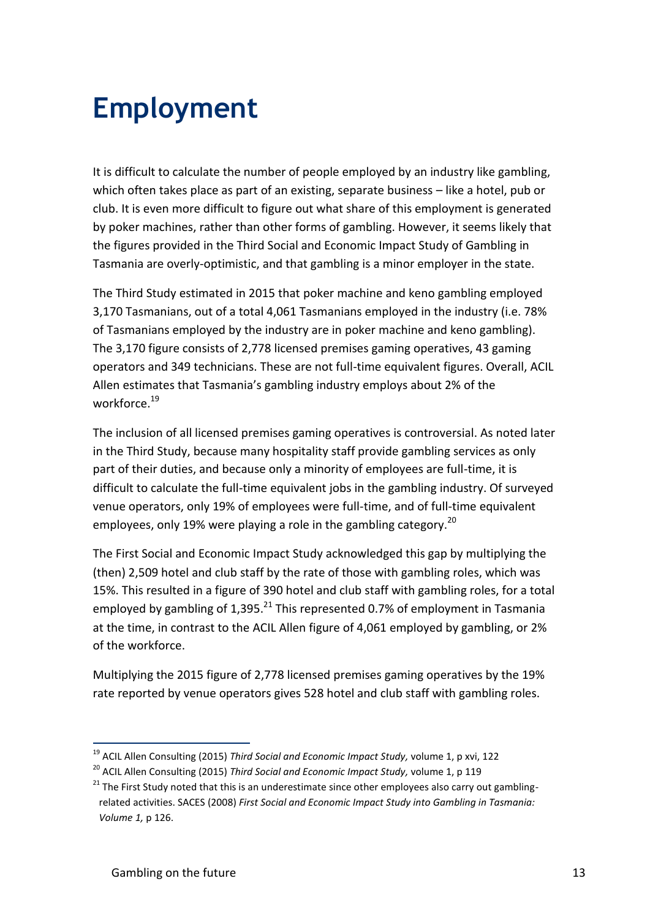# Employment

It is difficult to calculate the number of people employed by an industry like gambling, which often takes place as part of an existing, separate business – like a hotel, pub or club. It is even more difficult to figure out what share of this employment is generated by poker machines, rather than other forms of gambling. However, it seems likely that the figures provided in the Third Social and Economic Impact Study of Gambling in Tasmania are overly-optimistic, and that gambling is a minor employer in the state.

The Third Study estimated in 2015 that poker machine and keno gambling employed 3,170 Tasmanians, out of a total 4,061 Tasmanians employed in the industry (i.e. 78% of Tasmanians employed by the industry are in poker machine and keno gambling). The 3,170 figure consists of 2,778 licensed premises gaming operatives, 43 gaming operators and 349 technicians. These are not full-time equivalent figures. Overall, ACIL Allen estimates that Tasmania's gambling industry employs about 2% of the workforce.[19]

The inclusion of all licensed premises gaming operatives is controversial. As noted later in the Third Study, because many hospitality staff provide gambling services as only part of their duties, and because only a minority of employees are full-time, it is difficult to calculate the full-time equivalent jobs in the gambling industry. Of surveyed venue operators, only 19% of employees were full-time, and of full-time equivalent employees, only 19% were playing a role in the gambling category.[20]

The First Social and Economic Impact Study acknowledged this gap by multiplying the (then) 2,509 hotel and club staff by the rate of those with gambling roles, which was 15%. This resulted in a figure of 390 hotel and club staff with gambling roles, for a total employed by gambling of 1,395.[21] This represented 0.7% of employment in Tasmania at the time, in contrast to the ACIL Allen figure of 4,061 employed by gambling, or 2% of the workforce.

Multiplying the 2015 figure of 2,778 licensed premises gaming operatives by the 19% rate reported by venue operators gives 528 hotel and club staff with gambling roles.

---

[19] ACIL Allen Consulting (2015) *Third Social and Economic Impact Study,* volume 1, p xvi, 122

[20] ACIL Allen Consulting (2015) *Third Social and Economic Impact Study,* volume 1, p 119

[21] The First Study noted that this is an underestimate since other employees also carry out gambling-related activities. SACES (2008) *First Social and Economic Impact Study into Gambling in Tasmania: Volume 1,* p 126.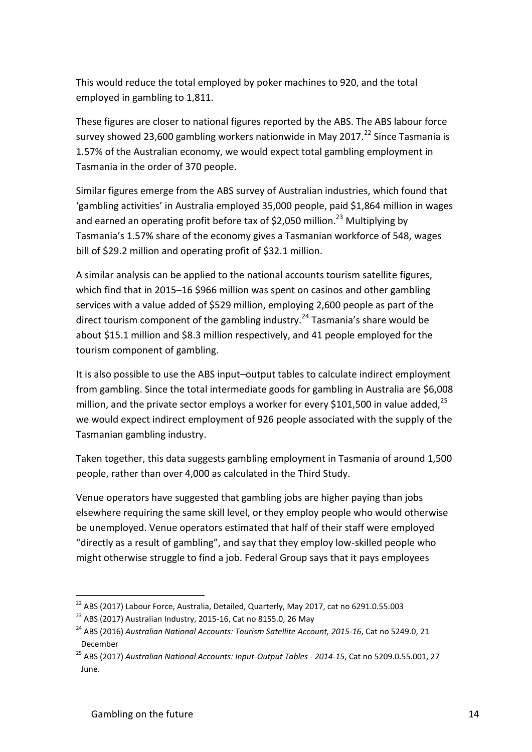This would reduce the total employed by poker machines to 920, and the total employed in gambling to 1,811.

These figures are closer to national figures reported by the ABS. The ABS labour force survey showed 23,600 gambling workers nationwide in May 2017.[22] Since Tasmania is 1.57% of the Australian economy, we would expect total gambling employment in Tasmania in the order of 370 people.

Similar figures emerge from the ABS survey of Australian industries, which found that 'gambling activities' in Australia employed 35,000 people, paid $1,864 million in wages and earned an operating profit before tax of $2,050 million.[23] Multiplying by Tasmania's 1.57% share of the economy gives a Tasmanian workforce of 548, wages bill of $29.2 million and operating profit of $32.1 million.

A similar analysis can be applied to the national accounts tourism satellite figures, which find that in 2015–16 $966 million was spent on casinos and other gambling services with a value added of $529 million, employing 2,600 people as part of the direct tourism component of the gambling industry.[24] Tasmania's share would be about $15.1 million and $8.3 million respectively, and 41 people employed for the tourism component of gambling.

It is also possible to use the ABS input–output tables to calculate indirect employment from gambling. Since the total intermediate goods for gambling in Australia are $6,008 million, and the private sector employs a worker for every $101,500 in value added,[25] we would expect indirect employment of 926 people associated with the supply of the Tasmanian gambling industry.

Taken together, this data suggests gambling employment in Tasmania of around 1,500 people, rather than over 4,000 as calculated in the Third Study.

Venue operators have suggested that gambling jobs are higher paying than jobs elsewhere requiring the same skill level, or they employ people who would otherwise be unemployed. Venue operators estimated that half of their staff were employed "directly as a result of gambling", and say that they employ low-skilled people who might otherwise struggle to find a job. Federal Group says that it pays employees

---

[22] ABS (2017) Labour Force, Australia, Detailed, Quarterly, May 2017, cat no 6291.0.55.003

[23] ABS (2017) Australian Industry, 2015-16, Cat no 8155.0, 26 May

[24] ABS (2016) *Australian National Accounts: Tourism Satellite Account, 2015-16*, Cat no 5249.0, 21 December

[25] ABS (2017) *Australian National Accounts: Input-Output Tables - 2014-15*, Cat no 5209.0.55.001, 27 June.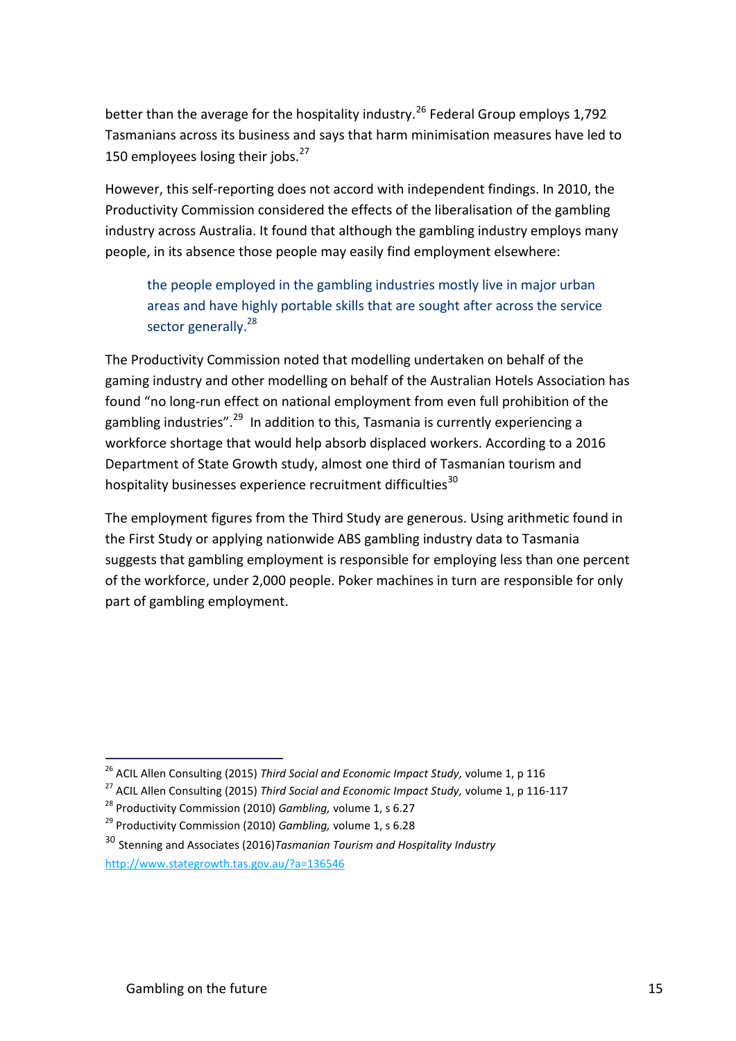better than the average for the hospitality industry.[26] Federal Group employs 1,792 Tasmanians across its business and says that harm minimisation measures have led to 150 employees losing their jobs.[27]

However, this self-reporting does not accord with independent findings. In 2010, the Productivity Commission considered the effects of the liberalisation of the gambling industry across Australia. It found that although the gambling industry employs many people, in its absence those people may easily find employment elsewhere:

> the people employed in the gambling industries mostly live in major urban areas and have highly portable skills that are sought after across the service sector generally.[28]

The Productivity Commission noted that modelling undertaken on behalf of the gaming industry and other modelling on behalf of the Australian Hotels Association has found “no long-run effect on national employment from even full prohibition of the gambling industries”.[29] In addition to this, Tasmania is currently experiencing a workforce shortage that would help absorb displaced workers. According to a 2016 Department of State Growth study, almost one third of Tasmanian tourism and hospitality businesses experience recruitment difficulties[30]

The employment figures from the Third Study are generous. Using arithmetic found in the First Study or applying nationwide ABS gambling industry data to Tasmania suggests that gambling employment is responsible for employing less than one percent of the workforce, under 2,000 people. Poker machines in turn are responsible for only part of gambling employment.

---

[26] ACIL Allen Consulting (2015) *Third Social and Economic Impact Study,* volume 1, p 116

[27] ACIL Allen Consulting (2015) *Third Social and Economic Impact Study,* volume 1, p 116-117

[28] Productivity Commission (2010) *Gambling,* volume 1, s 6.27

[29] Productivity Commission (2010) *Gambling,* volume 1, s 6.28

[30] Stenning and Associates (2016)*Tasmanian Tourism and Hospitality Industry* http://www.stategrowth.tas.gov.au/?a=136546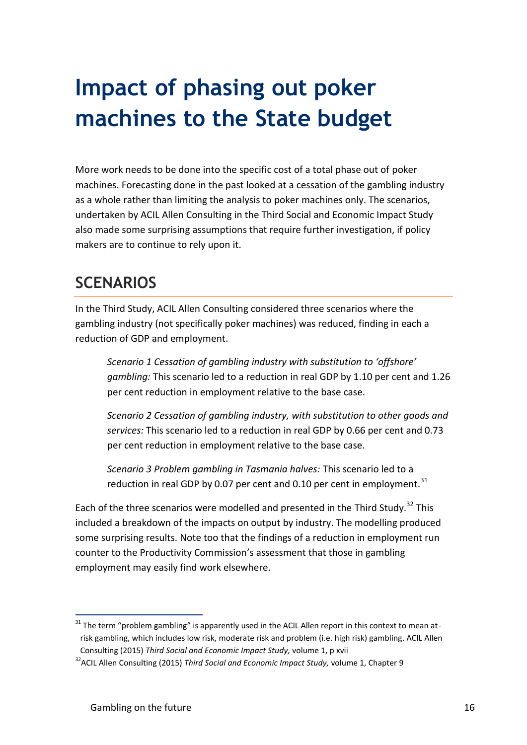# Impact of phasing out poker machines to the State budget

More work needs to be done into the specific cost of a total phase out of poker machines. Forecasting done in the past looked at a cessation of the gambling industry as a whole rather than limiting the analysis to poker machines only. The scenarios, undertaken by ACIL Allen Consulting in the Third Social and Economic Impact Study also made some surprising assumptions that require further investigation, if policy makers are to continue to rely upon it.

## SCENARIOS

In the Third Study, ACIL Allen Consulting considered three scenarios where the gambling industry (not specifically poker machines) was reduced, finding in each a reduction of GDP and employment.

> *Scenario 1 Cessation of gambling industry with substitution to 'offshore' gambling:* This scenario led to a reduction in real GDP by 1.10 per cent and 1.26 per cent reduction in employment relative to the base case.
>
> *Scenario 2 Cessation of gambling industry, with substitution to other goods and services:* This scenario led to a reduction in real GDP by 0.66 per cent and 0.73 per cent reduction in employment relative to the base case.
>
> *Scenario 3 Problem gambling in Tasmania halves:* This scenario led to a reduction in real GDP by 0.07 per cent and 0.10 per cent in employment.[31]

Each of the three scenarios were modelled and presented in the Third Study.[32] This included a breakdown of the impacts on output by industry. The modelling produced some surprising results. Note too that the findings of a reduction in employment run counter to the Productivity Commission's assessment that those in gambling employment may easily find work elsewhere.

---

[31] The term "problem gambling" is apparently used in the ACIL Allen report in this context to mean at-risk gambling, which includes low risk, moderate risk and problem (i.e. high risk) gambling. ACIL Allen Consulting (2015) *Third Social and Economic Impact Study,* volume 1, p xvii

[32] ACIL Allen Consulting (2015) *Third Social and Economic Impact Study,* volume 1, Chapter 9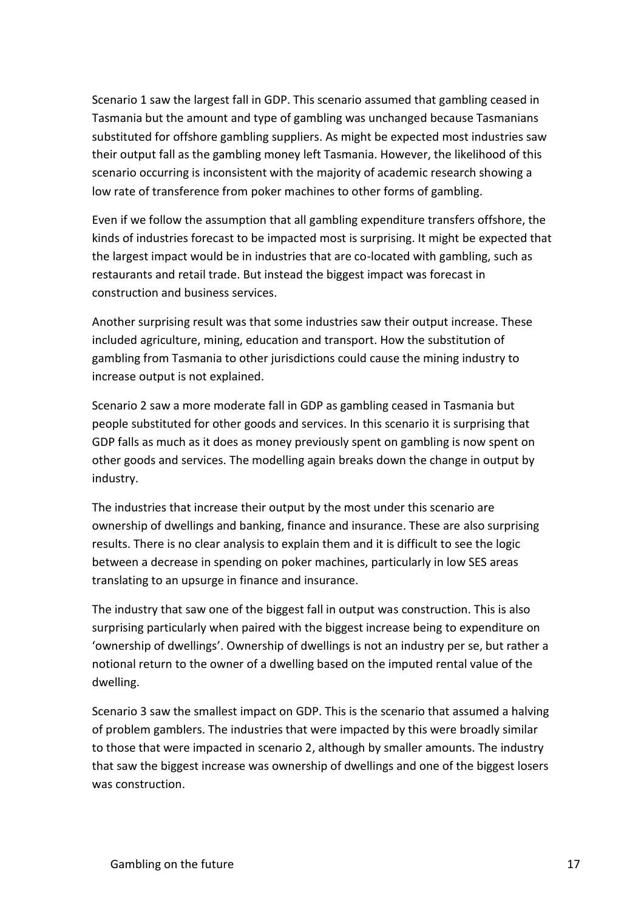Scenario 1 saw the largest fall in GDP. This scenario assumed that gambling ceased in Tasmania but the amount and type of gambling was unchanged because Tasmanians substituted for offshore gambling suppliers. As might be expected most industries saw their output fall as the gambling money left Tasmania. However, the likelihood of this scenario occurring is inconsistent with the majority of academic research showing a low rate of transference from poker machines to other forms of gambling.

Even if we follow the assumption that all gambling expenditure transfers offshore, the kinds of industries forecast to be impacted most is surprising. It might be expected that the largest impact would be in industries that are co-located with gambling, such as restaurants and retail trade. But instead the biggest impact was forecast in construction and business services.

Another surprising result was that some industries saw their output increase. These included agriculture, mining, education and transport. How the substitution of gambling from Tasmania to other jurisdictions could cause the mining industry to increase output is not explained.

Scenario 2 saw a more moderate fall in GDP as gambling ceased in Tasmania but people substituted for other goods and services. In this scenario it is surprising that GDP falls as much as it does as money previously spent on gambling is now spent on other goods and services. The modelling again breaks down the change in output by industry.

The industries that increase their output by the most under this scenario are ownership of dwellings and banking, finance and insurance. These are also surprising results. There is no clear analysis to explain them and it is difficult to see the logic between a decrease in spending on poker machines, particularly in low SES areas translating to an upsurge in finance and insurance.

The industry that saw one of the biggest fall in output was construction. This is also surprising particularly when paired with the biggest increase being to expenditure on 'ownership of dwellings'. Ownership of dwellings is not an industry per se, but rather a notional return to the owner of a dwelling based on the imputed rental value of the dwelling.

Scenario 3 saw the smallest impact on GDP. This is the scenario that assumed a halving of problem gamblers. The industries that were impacted by this were broadly similar to those that were impacted in scenario 2, although by smaller amounts. The industry that saw the biggest increase was ownership of dwellings and one of the biggest losers was construction.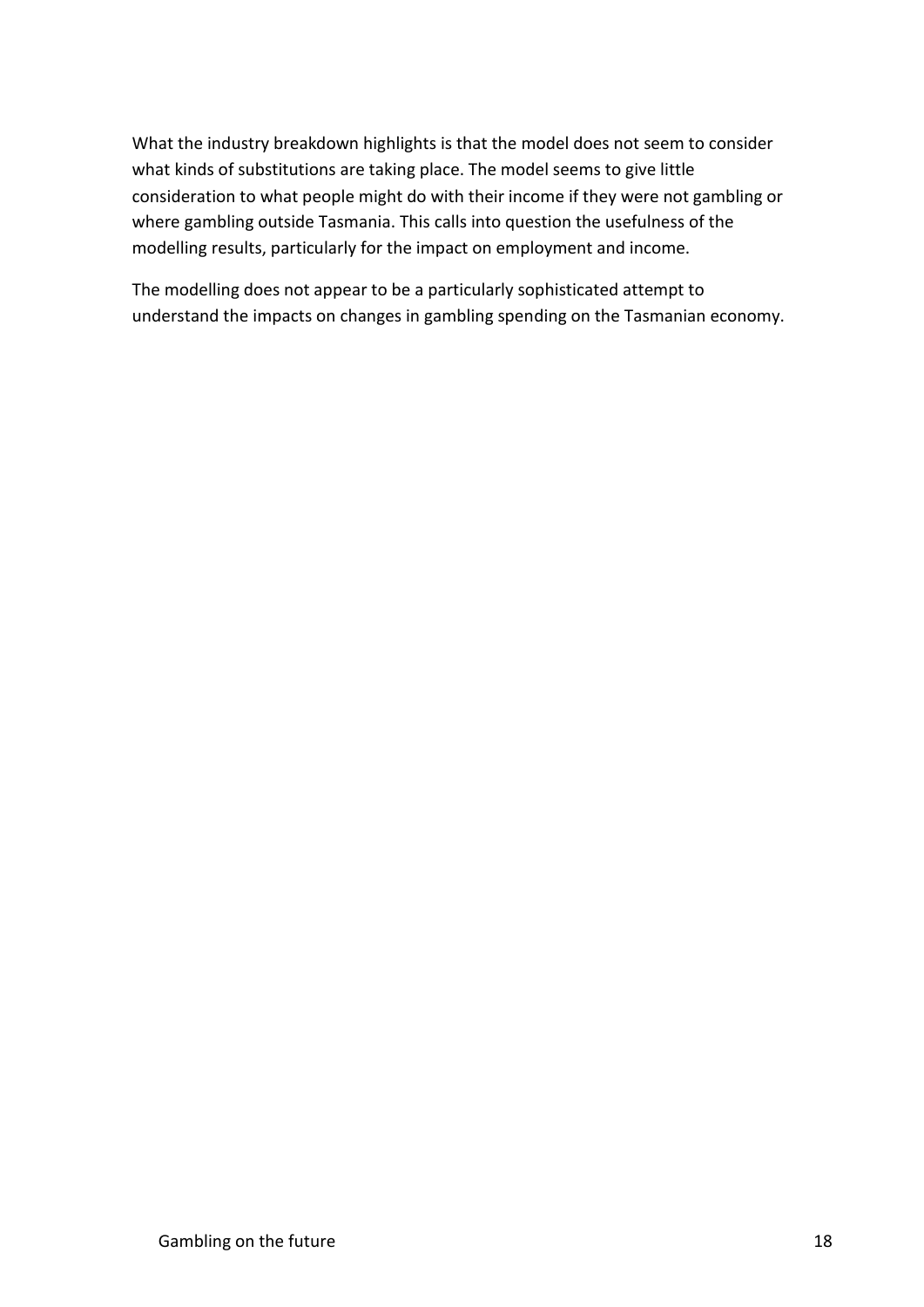What the industry breakdown highlights is that the model does not seem to consider what kinds of substitutions are taking place. The model seems to give little consideration to what people might do with their income if they were not gambling or where gambling outside Tasmania. This calls into question the usefulness of the modelling results, particularly for the impact on employment and income.

The modelling does not appear to be a particularly sophisticated attempt to understand the impacts on changes in gambling spending on the Tasmanian economy.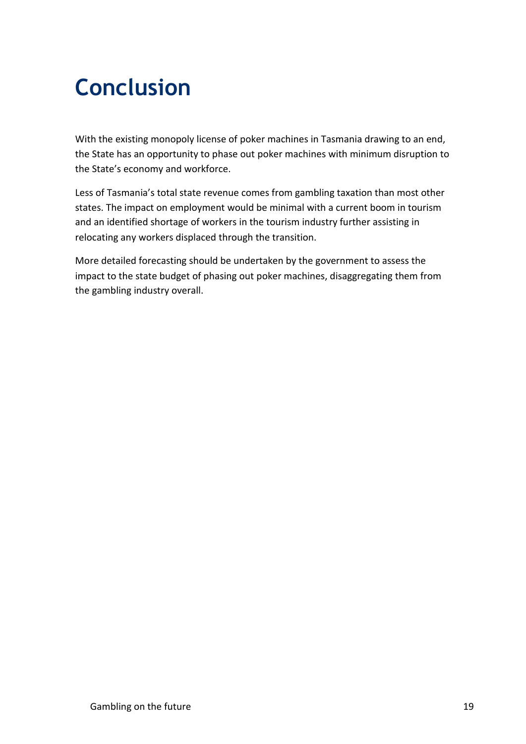# Conclusion

With the existing monopoly license of poker machines in Tasmania drawing to an end, the State has an opportunity to phase out poker machines with minimum disruption to the State's economy and workforce.

Less of Tasmania's total state revenue comes from gambling taxation than most other states. The impact on employment would be minimal with a current boom in tourism and an identified shortage of workers in the tourism industry further assisting in relocating any workers displaced through the transition.

More detailed forecasting should be undertaken by the government to assess the impact to the state budget of phasing out poker machines, disaggregating them from the gambling industry overall.